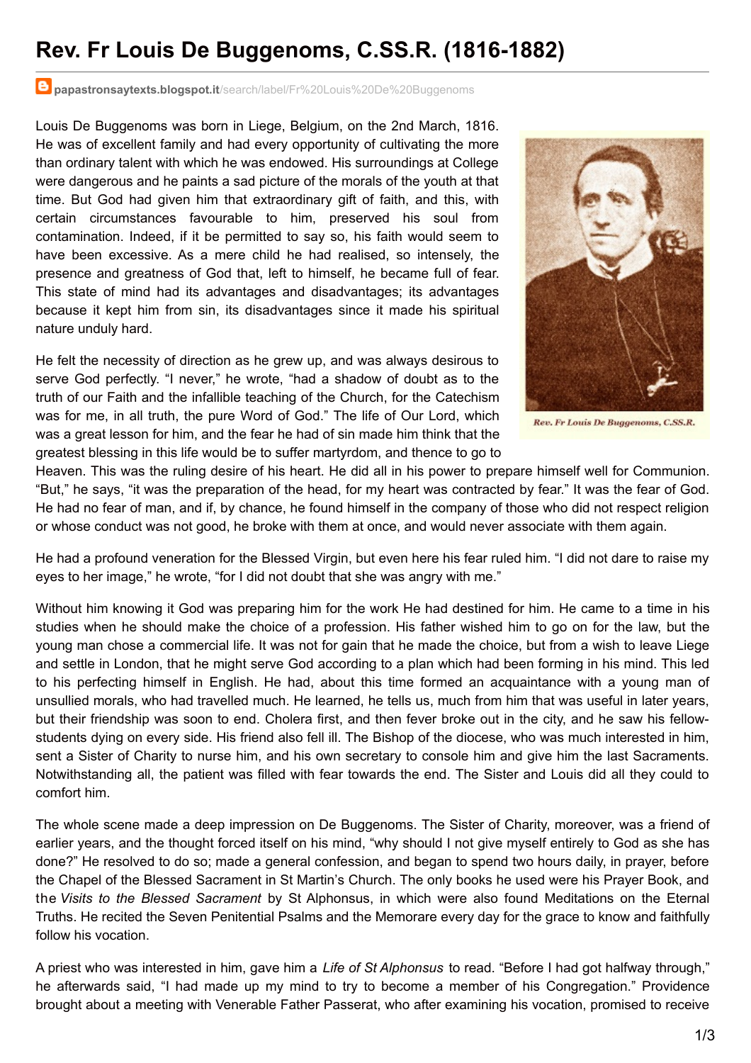# Rev. Fr Louis De Buggenoms, C.SS.R. (1816-1882)

papastronsaytexts.blogspot.it/search/label/Fr%20Louis%20De%20Buggenoms

Louis De Buggenoms was born in Liege, Belgium, on the 2nd March, 1816. He was of excellent family and had every opportunity of cultivating the more than ordinary talent with which he was endowed. His surroundings at College were dangerous and he paints a sad picture of the morals of the youth at that time. But God had given him that extraordinary gift of faith, and this, with certain circumstances favourable to him, preserved his soul from contamination. Indeed, if it be permitted to say so, his faith would seem to have been excessive. As a mere child he had realised, so intensely, the presence and greatness of God that, left to himself, he became full of fear. This state of mind had its advantages and disadvantages; its advantages because it kept him from sin, its disadvantages since it made his spiritual nature unduly hard.

Rev. Fr Louis De Buggenoms, C.SS.R.

He felt the necessity of direction as he grew up, and was always desirous to serve God perfectly. "I never," he wrote, "had a shadow of doubt as to the truth of our Faith and the infallible teaching of the Church, for the Catechism was for me, in all truth, the pure Word of God." The life of Our Lord, which was a great lesson for him, and the fear he had of sin made him think that the greatest blessing in this life would be to suffer martyrdom, and thence to go to Heaven. This was the ruling desire of his heart. He did all in his power to prepare himself well for Communion. "But," he says, "it was the preparation of the head, for my heart was contracted by fear." It was the fear of God. He had no fear of man, and if, by chance, he found himself in the company of those who did not respect religion or whose conduct was not good, he broke with them at once, and would never associate with them again.

He had a profound veneration for the Blessed Virgin, but even here his fear ruled him. "I did not dare to raise my eyes to her image," he wrote, "for I did not doubt that she was angry with me."

Without him knowing it God was preparing him for the work He had destined for him. He came to a time in his studies when he should make the choice of a profession. His father wished him to go on for the law, but the young man chose a commercial life. It was not for gain that he made the choice, but from a wish to leave Liege and settle in London, that he might serve God according to a plan which had been forming in his mind. This led to his perfecting himself in English. He had, about this time formed an acquaintance with a young man of unsullied morals, who had travelled much. He learned, he tells us, much from him that was useful in later years, but their friendship was soon to end. Cholera first, and then fever broke out in the city, and he saw his fellow-students dying on every side. His friend also fell ill. The Bishop of the diocese, who was much interested in him, sent a Sister of Charity to nurse him, and his own secretary to console him and give him the last Sacraments. Notwithstanding all, the patient was filled with fear towards the end. The Sister and Louis did all they could to comfort him.

The whole scene made a deep impression on De Buggenoms. The Sister of Charity, moreover, was a friend of earlier years, and the thought forced itself on his mind, "why should I not give myself entirely to God as she has done?" He resolved to do so; made a general confession, and began to spend two hours daily, in prayer, before the Chapel of the Blessed Sacrament in St Martin's Church. The only books he used were his Prayer Book, and the *Visits to the Blessed Sacrament* by St Alphonsus, in which were also found Meditations on the Eternal Truths. He recited the Seven Penitential Psalms and the Memorare every day for the grace to know and faithfully follow his vocation.

A priest who was interested in him, gave him a *Life of St Alphonsus* to read. "Before I had got halfway through," he afterwards said, "I had made up my mind to try to become a member of his Congregation." Providence brought about a meeting with Venerable Father Passerat, who after examining his vocation, promised to receive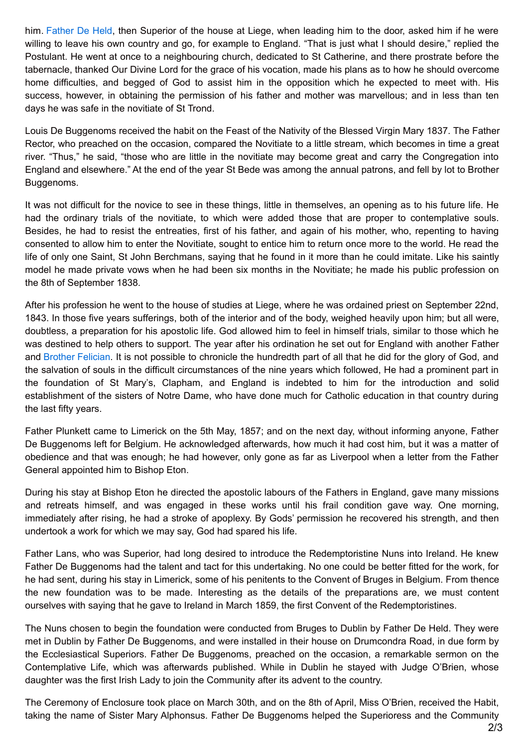him. Father De Held, then Superior of the house at Liege, when leading him to the door, asked him if he were willing to leave his own country and go, for example to England. “That is just what I should desire,” replied the Postulant. He went at once to a neighbouring church, dedicated to St Catherine, and there prostrate before the tabernacle, thanked Our Divine Lord for the grace of his vocation, made his plans as to how he should overcome home difficulties, and begged of God to assist him in the opposition which he expected to meet with. His success, however, in obtaining the permission of his father and mother was marvellous; and in less than ten days he was safe in the novitiate of St Trond.

Louis De Buggenoms received the habit on the Feast of the Nativity of the Blessed Virgin Mary 1837. The Father Rector, who preached on the occasion, compared the Novitiate to a little stream, which becomes in time a great river. “Thus,” he said, “those who are little in the novitiate may become great and carry the Congregation into England and elsewhere.” At the end of the year St Bede was among the annual patrons, and fell by lot to Brother Buggenoms.

It was not difficult for the novice to see in these things, little in themselves, an opening as to his future life. He had the ordinary trials of the novitiate, to which were added those that are proper to contemplative souls. Besides, he had to resist the entreaties, first of his father, and again of his mother, who, repenting to having consented to allow him to enter the Novitiate, sought to entice him to return once more to the world. He read the life of only one Saint, St John Berchmans, saying that he found in it more than he could imitate. Like his saintly model he made private vows when he had been six months in the Novitiate; he made his public profession on the 8th of September 1838.

After his profession he went to the house of studies at Liege, where he was ordained priest on September 22nd, 1843. In those five years sufferings, both of the interior and of the body, weighed heavily upon him; but all were, doubtless, a preparation for his apostolic life. God allowed him to feel in himself trials, similar to those which he was destined to help others to support. The year after his ordination he set out for England with another Father and Brother Felician. It is not possible to chronicle the hundredth part of all that he did for the glory of God, and the salvation of souls in the difficult circumstances of the nine years which followed, He had a prominent part in the foundation of St Mary’s, Clapham, and England is indebted to him for the introduction and solid establishment of the sisters of Notre Dame, who have done much for Catholic education in that country during the last fifty years.

Father Plunkett came to Limerick on the 5th May, 1857; and on the next day, without informing anyone, Father De Buggenoms left for Belgium. He acknowledged afterwards, how much it had cost him, but it was a matter of obedience and that was enough; he had however, only gone as far as Liverpool when a letter from the Father General appointed him to Bishop Eton.

During his stay at Bishop Eton he directed the apostolic labours of the Fathers in England, gave many missions and retreats himself, and was engaged in these works until his frail condition gave way. One morning, immediately after rising, he had a stroke of apoplexy. By Gods’ permission he recovered his strength, and then undertook a work for which we may say, God had spared his life.

Father Lans, who was Superior, had long desired to introduce the Redemptoristine Nuns into Ireland. He knew Father De Buggenoms had the talent and tact for this undertaking. No one could be better fitted for the work, for he had sent, during his stay in Limerick, some of his penitents to the Convent of Bruges in Belgium. From thence the new foundation was to be made. Interesting as the details of the preparations are, we must content ourselves with saying that he gave to Ireland in March 1859, the first Convent of the Redemptoristines.

The Nuns chosen to begin the foundation were conducted from Bruges to Dublin by Father De Held. They were met in Dublin by Father De Buggenoms, and were installed in their house on Drumcondra Road, in due form by the Ecclesiastical Superiors. Father De Buggenoms, preached on the occasion, a remarkable sermon on the Contemplative Life, which was afterwards published. While in Dublin he stayed with Judge O’Brien, whose daughter was the first Irish Lady to join the Community after its advent to the country.

The Ceremony of Enclosure took place on March 30th, and on the 8th of April, Miss O’Brien, received the Habit, taking the name of Sister Mary Alphonsus. Father De Buggenoms helped the Superioress and the Community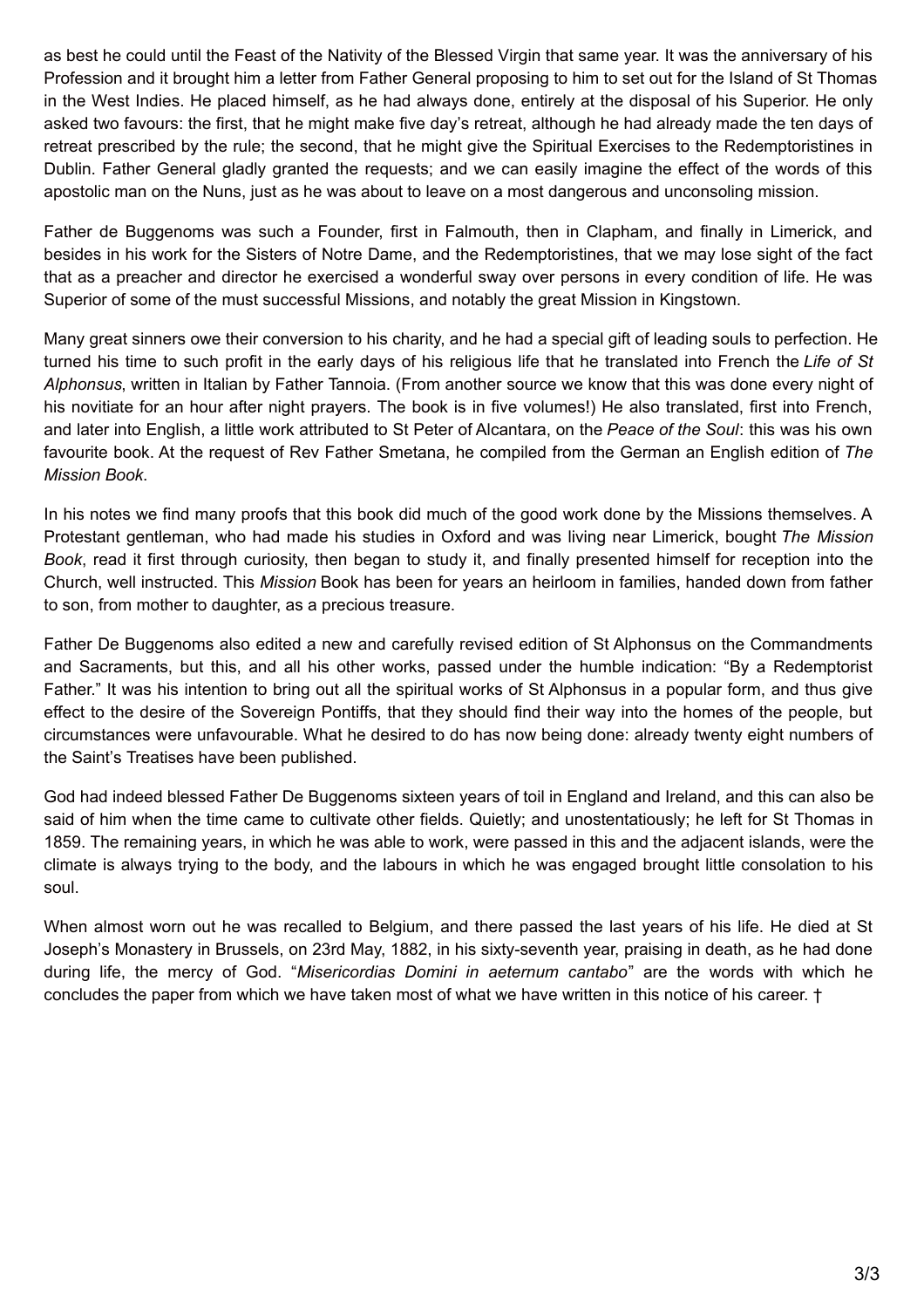as best he could until the Feast of the Nativity of the Blessed Virgin that same year. It was the anniversary of his Profession and it brought him a letter from Father General proposing to him to set out for the Island of St Thomas in the West Indies. He placed himself, as he had always done, entirely at the disposal of his Superior. He only asked two favours: the first, that he might make five day's retreat, although he had already made the ten days of retreat prescribed by the rule; the second, that he might give the Spiritual Exercises to the Redemptoristines in Dublin. Father General gladly granted the requests; and we can easily imagine the effect of the words of this apostolic man on the Nuns, just as he was about to leave on a most dangerous and unconsoling mission.

Father de Buggenoms was such a Founder, first in Falmouth, then in Clapham, and finally in Limerick, and besides in his work for the Sisters of Notre Dame, and the Redemptoristines, that we may lose sight of the fact that as a preacher and director he exercised a wonderful sway over persons in every condition of life. He was Superior of some of the must successful Missions, and notably the great Mission in Kingstown.

Many great sinners owe their conversion to his charity, and he had a special gift of leading souls to perfection. He turned his time to such profit in the early days of his religious life that he translated into French the *Life of St Alphonsus*, written in Italian by Father Tannoia. (From another source we know that this was done every night of his novitiate for an hour after night prayers. The book is in five volumes!) He also translated, first into French, and later into English, a little work attributed to St Peter of Alcantara, on the *Peace of the Soul*: this was his own favourite book. At the request of Rev Father Smetana, he compiled from the German an English edition of *The Mission Book*.

In his notes we find many proofs that this book did much of the good work done by the Missions themselves. A Protestant gentleman, who had made his studies in Oxford and was living near Limerick, bought *The Mission Book*, read it first through curiosity, then began to study it, and finally presented himself for reception into the Church, well instructed. This *Mission* Book has been for years an heirloom in families, handed down from father to son, from mother to daughter, as a precious treasure.

Father De Buggenoms also edited a new and carefully revised edition of St Alphonsus on the Commandments and Sacraments, but this, and all his other works, passed under the humble indication: "By a Redemptorist Father." It was his intention to bring out all the spiritual works of St Alphonsus in a popular form, and thus give effect to the desire of the Sovereign Pontiffs, that they should find their way into the homes of the people, but circumstances were unfavourable. What he desired to do has now being done: already twenty eight numbers of the Saint's Treatises have been published.

God had indeed blessed Father De Buggenoms sixteen years of toil in England and Ireland, and this can also be said of him when the time came to cultivate other fields. Quietly; and unostentatiously; he left for St Thomas in 1859. The remaining years, in which he was able to work, were passed in this and the adjacent islands, were the climate is always trying to the body, and the labours in which he was engaged brought little consolation to his soul.

When almost worn out he was recalled to Belgium, and there passed the last years of his life. He died at St Joseph's Monastery in Brussels, on 23rd May, 1882, in his sixty-seventh year, praising in death, as he had done during life, the mercy of God. "*Misericordias Domini in aeternum cantabo*" are the words with which he concludes the paper from which we have taken most of what we have written in this notice of his career. †